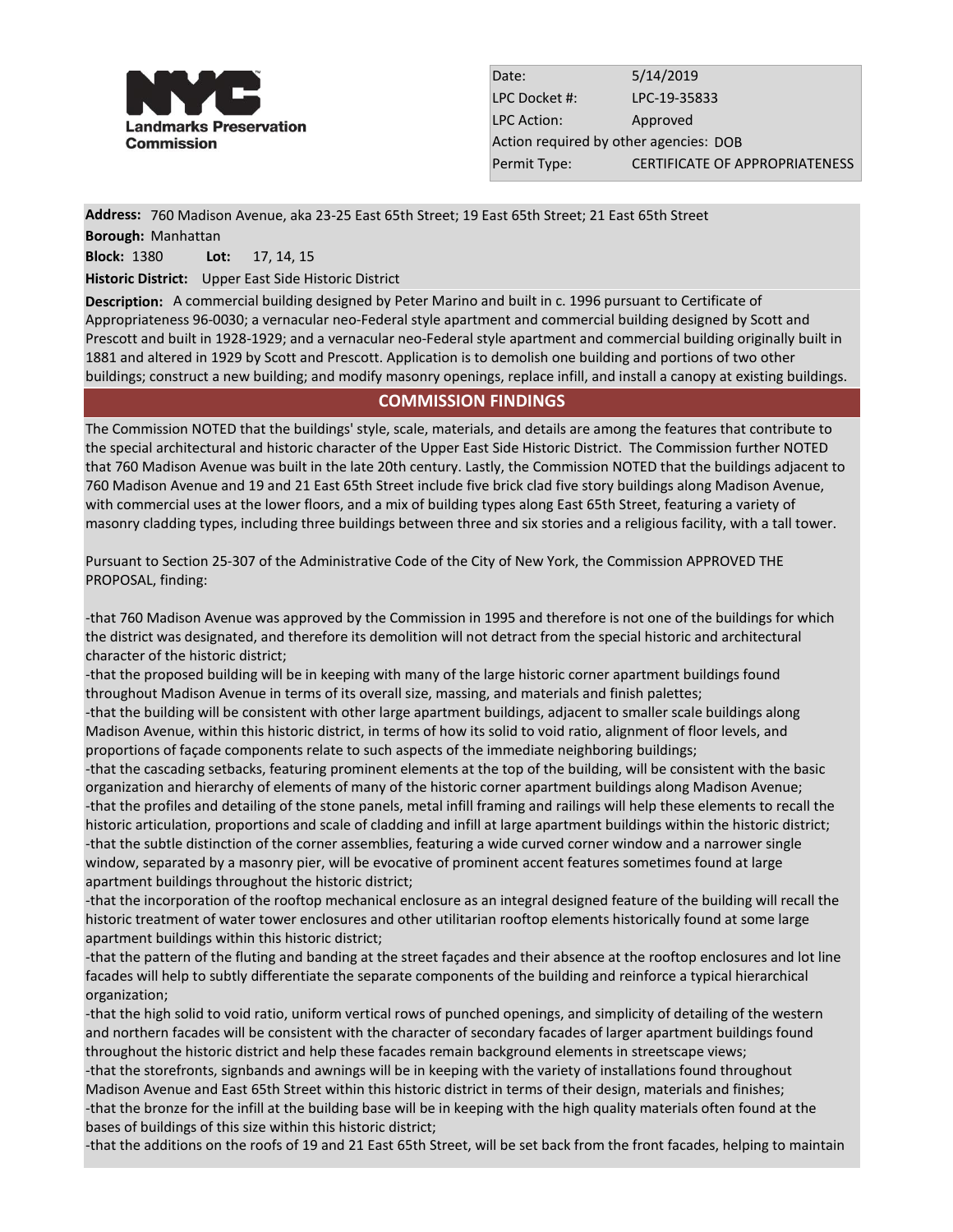**Landmarks Preservation Commission**

| | |
|---|---|
| Date: | 5/14/2019 |
| LPC Docket #: | LPC-19-35833 |
| LPC Action: | Approved |
| Action required by other agencies: | DOB |
| Permit Type: | CERTIFICATE OF APPROPRIATENESS |

**Address:** 760 Madison Avenue, aka 23-25 East 65th Street; 19 East 65th Street; 21 East 65th Street

**Borough:** Manhattan

**Block:** 1380 **Lot:** 17, 14, 15

**Historic District:** Upper East Side Historic District

**Description:** A commercial building designed by Peter Marino and built in c. 1996 pursuant to Certificate of Appropriateness 96-0030; a vernacular neo-Federal style apartment and commercial building designed by Scott and Prescott and built in 1928-1929; and a vernacular neo-Federal style apartment and commercial building originally built in 1881 and altered in 1929 by Scott and Prescott. Application is to demolish one building and portions of two other buildings; construct a new building; and modify masonry openings, replace infill, and install a canopy at existing buildings.

## COMMISSION FINDINGS

The Commission NOTED that the buildings' style, scale, materials, and details are among the features that contribute to the special architectural and historic character of the Upper East Side Historic District. The Commission further NOTED that 760 Madison Avenue was built in the late 20th century. Lastly, the Commission NOTED that the buildings adjacent to 760 Madison Avenue and 19 and 21 East 65th Street include five brick clad five story buildings along Madison Avenue, with commercial uses at the lower floors, and a mix of building types along East 65th Street, featuring a variety of masonry cladding types, including three buildings between three and six stories and a religious facility, with a tall tower.

Pursuant to Section 25-307 of the Administrative Code of the City of New York, the Commission APPROVED THE PROPOSAL, finding:

-that 760 Madison Avenue was approved by the Commission in 1995 and therefore is not one of the buildings for which the district was designated, and therefore its demolition will not detract from the special historic and architectural character of the historic district;
-that the proposed building will be in keeping with many of the large historic corner apartment buildings found throughout Madison Avenue in terms of its overall size, massing, and materials and finish palettes;
-that the building will be consistent with other large apartment buildings, adjacent to smaller scale buildings along Madison Avenue, within this historic district, in terms of how its solid to void ratio, alignment of floor levels, and proportions of façade components relate to such aspects of the immediate neighboring buildings;
-that the cascading setbacks, featuring prominent elements at the top of the building, will be consistent with the basic organization and hierarchy of elements of many of the historic corner apartment buildings along Madison Avenue;
-that the profiles and detailing of the stone panels, metal infill framing and railings will help these elements to recall the historic articulation, proportions and scale of cladding and infill at large apartment buildings within the historic district;
-that the subtle distinction of the corner assemblies, featuring a wide curved corner window and a narrower single window, separated by a masonry pier, will be evocative of prominent accent features sometimes found at large apartment buildings throughout the historic district;
-that the incorporation of the rooftop mechanical enclosure as an integral designed feature of the building will recall the historic treatment of water tower enclosures and other utilitarian rooftop elements historically found at some large apartment buildings within this historic district;
-that the pattern of the fluting and banding at the street façades and their absence at the rooftop enclosures and lot line facades will help to subtly differentiate the separate components of the building and reinforce a typical hierarchical organization;
-that the high solid to void ratio, uniform vertical rows of punched openings, and simplicity of detailing of the western and northern facades will be consistent with the character of secondary facades of larger apartment buildings found throughout the historic district and help these facades remain background elements in streetscape views;
-that the storefronts, signbands and awnings will be in keeping with the variety of installations found throughout Madison Avenue and East 65th Street within this historic district in terms of their design, materials and finishes;
-that the bronze for the infill at the building base will be in keeping with the high quality materials often found at the bases of buildings of this size within this historic district;
-that the additions on the roofs of 19 and 21 East 65th Street, will be set back from the front facades, helping to maintain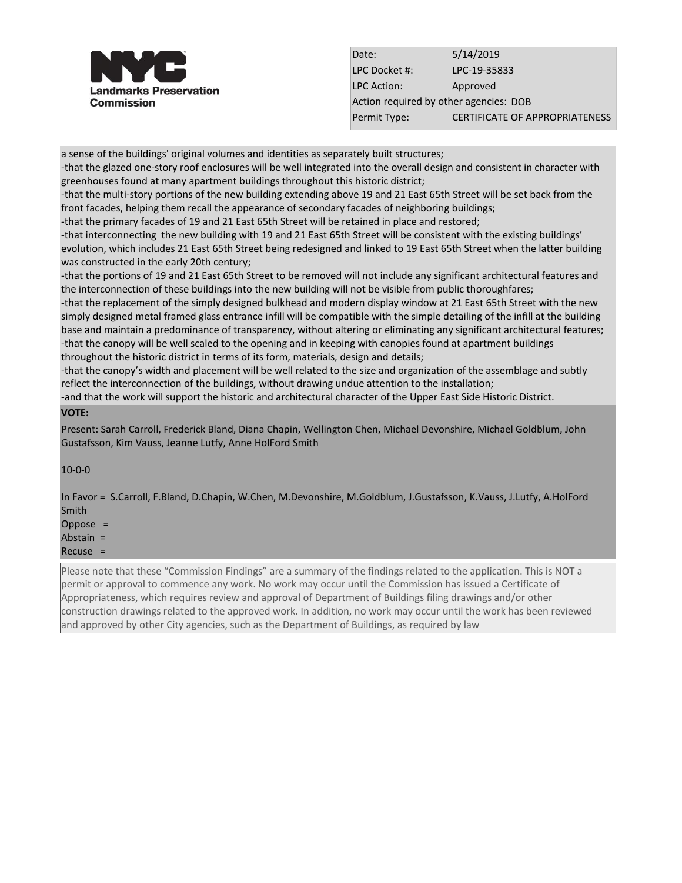**Landmarks Preservation Commission**

| | |
|---|---|
| Date: | 5/14/2019 |
| LPC Docket #: | LPC-19-35833 |
| LPC Action: | Approved |
| Action required by other agencies: | DOB |
| Permit Type: | CERTIFICATE OF APPROPRIATENESS |

a sense of the buildings' original volumes and identities as separately built structures;
-that the glazed one-story roof enclosures will be well integrated into the overall design and consistent in character with greenhouses found at many apartment buildings throughout this historic district;
-that the multi-story portions of the new building extending above 19 and 21 East 65th Street will be set back from the front facades, helping them recall the appearance of secondary facades of neighboring buildings;
-that the primary facades of 19 and 21 East 65th Street will be retained in place and restored;
-that interconnecting the new building with 19 and 21 East 65th Street will be consistent with the existing buildings' evolution, which includes 21 East 65th Street being redesigned and linked to 19 East 65th Street when the latter building was constructed in the early 20th century;
-that the portions of 19 and 21 East 65th Street to be removed will not include any significant architectural features and the interconnection of these buildings into the new building will not be visible from public thoroughfares;
-that the replacement of the simply designed bulkhead and modern display window at 21 East 65th Street with the new simply designed metal framed glass entrance infill will be compatible with the simple detailing of the infill at the building base and maintain a predominance of transparency, without altering or eliminating any significant architectural features;
-that the canopy will be well scaled to the opening and in keeping with canopies found at apartment buildings throughout the historic district in terms of its form, materials, design and details;
-that the canopy's width and placement will be well related to the size and organization of the assemblage and subtly reflect the interconnection of the buildings, without drawing undue attention to the installation;
-and that the work will support the historic and architectural character of the Upper East Side Historic District.

**VOTE:**

Present: Sarah Carroll, Frederick Bland, Diana Chapin, Wellington Chen, Michael Devonshire, Michael Goldblum, John Gustafsson, Kim Vauss, Jeanne Lutfy, Anne HolFord Smith

10-0-0

In Favor = S.Carroll, F.Bland, D.Chapin, W.Chen, M.Devonshire, M.Goldblum, J.Gustafsson, K.Vauss, J.Lutfy, A.HolFord Smith
Oppose =
Abstain =
Recuse =

Please note that these "Commission Findings" are a summary of the findings related to the application. This is NOT a permit or approval to commence any work. No work may occur until the Commission has issued a Certificate of Appropriateness, which requires review and approval of Department of Buildings filing drawings and/or other construction drawings related to the approved work. In addition, no work may occur until the work has been reviewed and approved by other City agencies, such as the Department of Buildings, as required by law